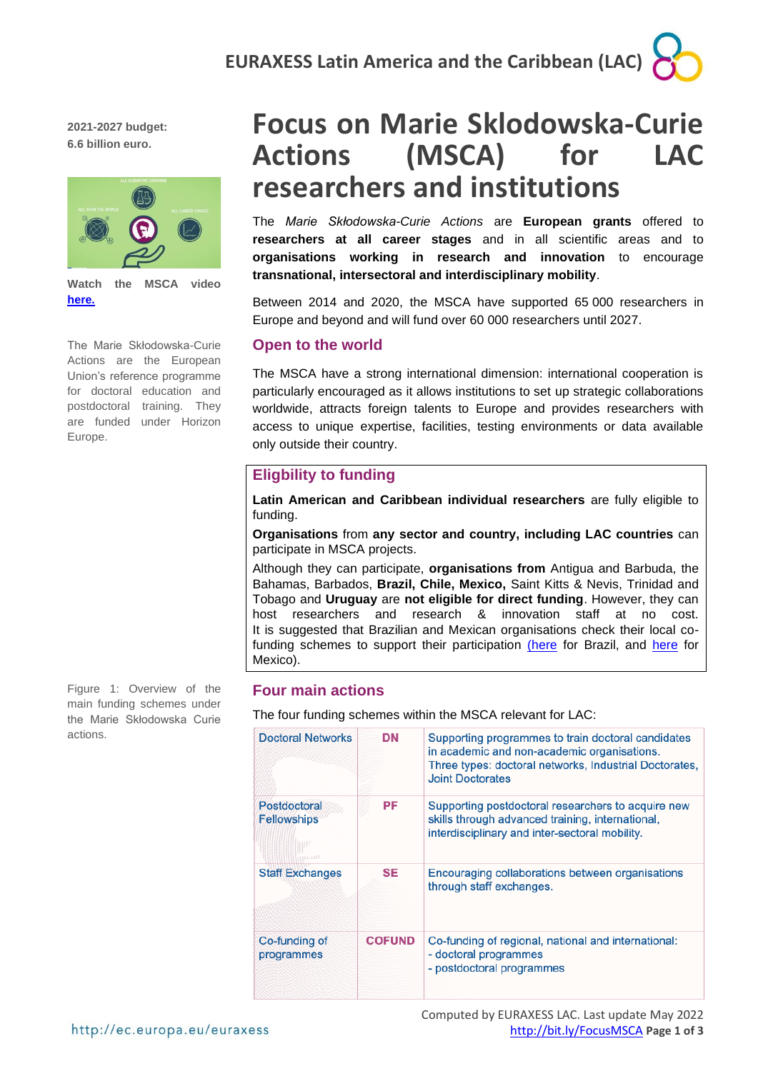**2021-2027 budget: 6.6 billion euro.**

Watch the MSCA video [here.]

The Marie Skłodowska-Curie Actions are the European Union's reference programme for doctoral education and postdoctoral training. They are funded under Horizon Europe.

# Focus on Marie Sklodowska-Curie Actions (MSCA) for LAC researchers and institutions

The *Marie Skłodowska-Curie Actions* are **European grants** offered to **researchers at all career stages** and in all scientific areas and to **organisations working in research and innovation** to encourage **transnational, intersectoral and interdisciplinary mobility**.

Between 2014 and 2020, the MSCA have supported 65 000 researchers in Europe and beyond and will fund over 60 000 researchers until 2027.

## Open to the world

The MSCA have a strong international dimension: international cooperation is particularly encouraged as it allows institutions to set up strategic collaborations worldwide, attracts foreign talents to Europe and provides researchers with access to unique expertise, facilities, testing environments or data available only outside their country.

## Eligbility to funding

**Latin American and Caribbean individual researchers** are fully eligible to funding.

**Organisations** from **any sector and country, including LAC countries** can participate in MSCA projects.

Although they can participate, **organisations from** Antigua and Barbuda, the Bahamas, Barbados, **Brazil, Chile, Mexico,** Saint Kitts & Nevis, Trinidad and Tobago and **Uruguay** are **not eligible for direct funding**. However, they can host researchers and research & innovation staff at no cost. It is suggested that Brazilian and Mexican organisations check their local co-funding schemes to support their participation ([here] for Brazil, and [here] for Mexico).

## Four main actions

The four funding schemes within the MSCA relevant for LAC:

| | | |
|---|---|---|
| Doctoral Networks | **DN** | Supporting programmes to train doctoral candidates in academic and non-academic organisations. Three types: doctoral networks, Industrial Doctorates, Joint Doctorates |
| Postdoctoral Fellowships | **PF** | Supporting postdoctoral researchers to acquire new skills through advanced training, international, interdisciplinary and inter-sectoral mobility. |
| Staff Exchanges | **SE** | Encouraging collaborations between organisations through staff exchanges. |
| Co-funding of programmes | **COFUND** | Co-funding of regional, national and international:<br>- doctoral programmes<br>- postdoctoral programmes |

Figure 1: Overview of the main funding schemes under the Marie Skłodowska Curie actions.

Computed by EURAXESS LAC. Last update May 2022
http://bit.ly/FocusMSCA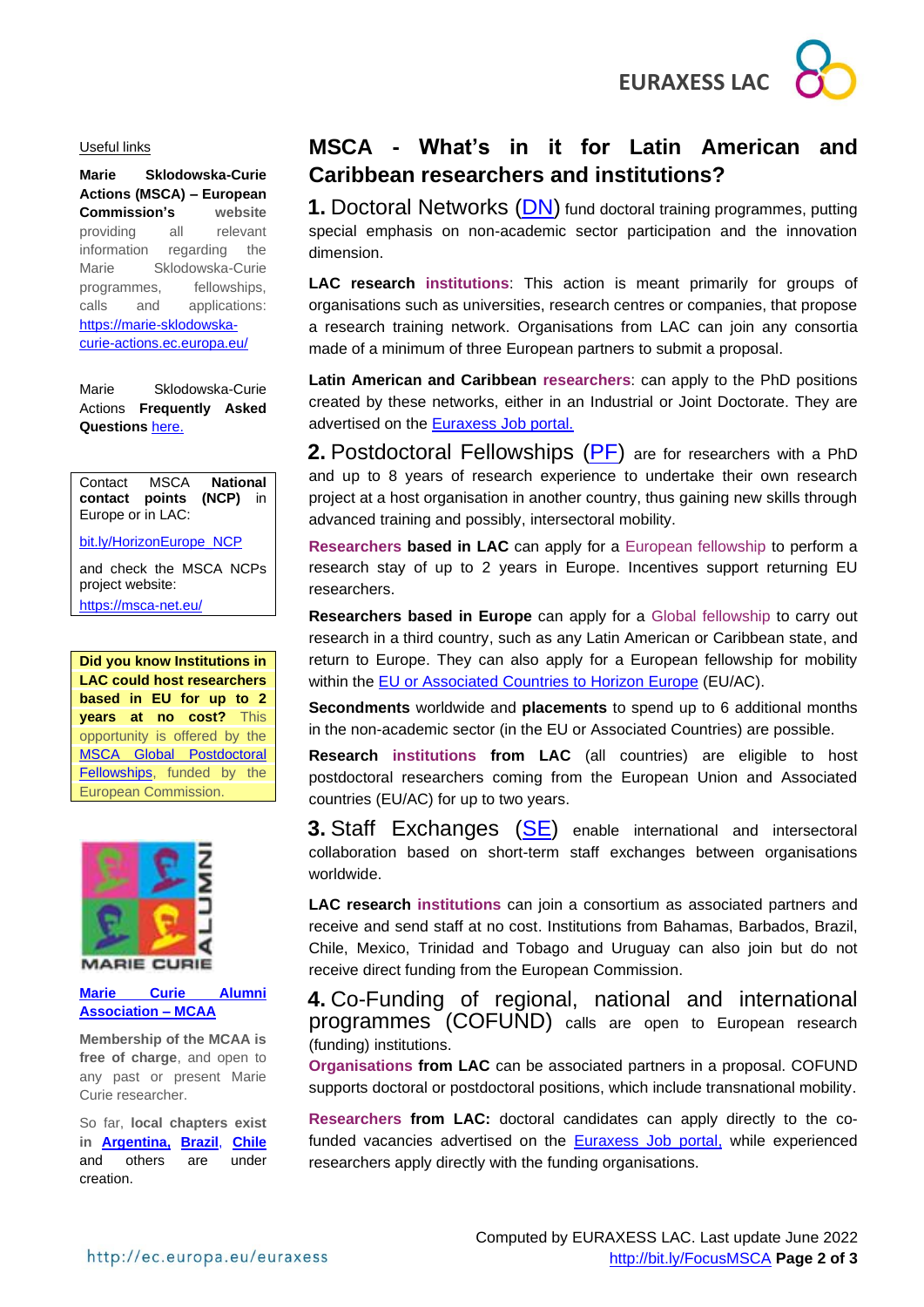# MSCA - What's in it for Latin American and Caribbean researchers and institutions?

## 1. Doctoral Networks (DN) fund doctoral training programmes, putting special emphasis on non-academic sector participation and the innovation dimension.

**LAC research institutions**: This action is meant primarily for groups of organisations such as universities, research centres or companies, that propose a research training network. Organisations from LAC can join any consortia made of a minimum of three European partners to submit a proposal.

**Latin American and Caribbean researchers**: can apply to the PhD positions created by these networks, either in an Industrial or Joint Doctorate. They are advertised on the Euraxess Job portal.

## 2. Postdoctoral Fellowships (PF) are for researchers with a PhD and up to 8 years of research experience to undertake their own research project at a host organisation in another country, thus gaining new skills through advanced training and possibly, intersectoral mobility.

**Researchers based in LAC** can apply for a European fellowship to perform a research stay of up to 2 years in Europe. Incentives support returning EU researchers.

**Researchers based in Europe** can apply for a Global fellowship to carry out research in a third country, such as any Latin American or Caribbean state, and return to Europe. They can also apply for a European fellowship for mobility within the EU or Associated Countries to Horizon Europe (EU/AC).

**Secondments** worldwide and **placements** to spend up to 6 additional months in the non-academic sector (in the EU or Associated Countries) are possible.

**Research institutions from LAC** (all countries) are eligible to host postdoctoral researchers coming from the European Union and Associated countries (EU/AC) for up to two years.

## 3. Staff Exchanges (SE) enable international and intersectoral collaboration based on short-term staff exchanges between organisations worldwide.

**LAC research institutions** can join a consortium as associated partners and receive and send staff at no cost. Institutions from Bahamas, Barbados, Brazil, Chile, Mexico, Trinidad and Tobago and Uruguay can also join but do not receive direct funding from the European Commission.

## 4. Co-Funding of regional, national and international programmes (COFUND) calls are open to European research (funding) institutions.

**Organisations from LAC** can be associated partners in a proposal. COFUND supports doctoral or postdoctoral positions, which include transnational mobility.

**Researchers from LAC:** doctoral candidates can apply directly to the co-funded vacancies advertised on the Euraxess Job portal, while experienced researchers apply directly with the funding organisations.

---

Useful links

**Marie Sklodowska-Curie Actions (MSCA) – European Commission's website** providing all relevant information regarding the Marie Sklodowska-Curie programmes, fellowships, calls and applications: https://marie-sklodowska-curie-actions.ec.europa.eu/

Marie Sklodowska-Curie Actions **Frequently Asked Questions** here.

Contact MSCA **National contact points (NCP)** in Europe or in LAC:

bit.ly/HorizonEurope_NCP

and check the MSCA NCPs project website:

https://msca-net.eu/

**Did you know Institutions in LAC could host researchers based in EU for up to 2 years at no cost?** This opportunity is offered by the MSCA Global Postdoctoral Fellowships, funded by the European Commission.

MARIE CURIE ALUMNI

**Marie Curie Alumni Association – MCAA**

**Membership of the MCAA is free of charge**, and open to any past or present Marie Curie researcher.

So far, **local chapters exist in Argentina, Brazil, Chile** and others are under creation.

Computed by EURAXESS LAC. Last update June 2022
http://bit.ly/FocusMSCA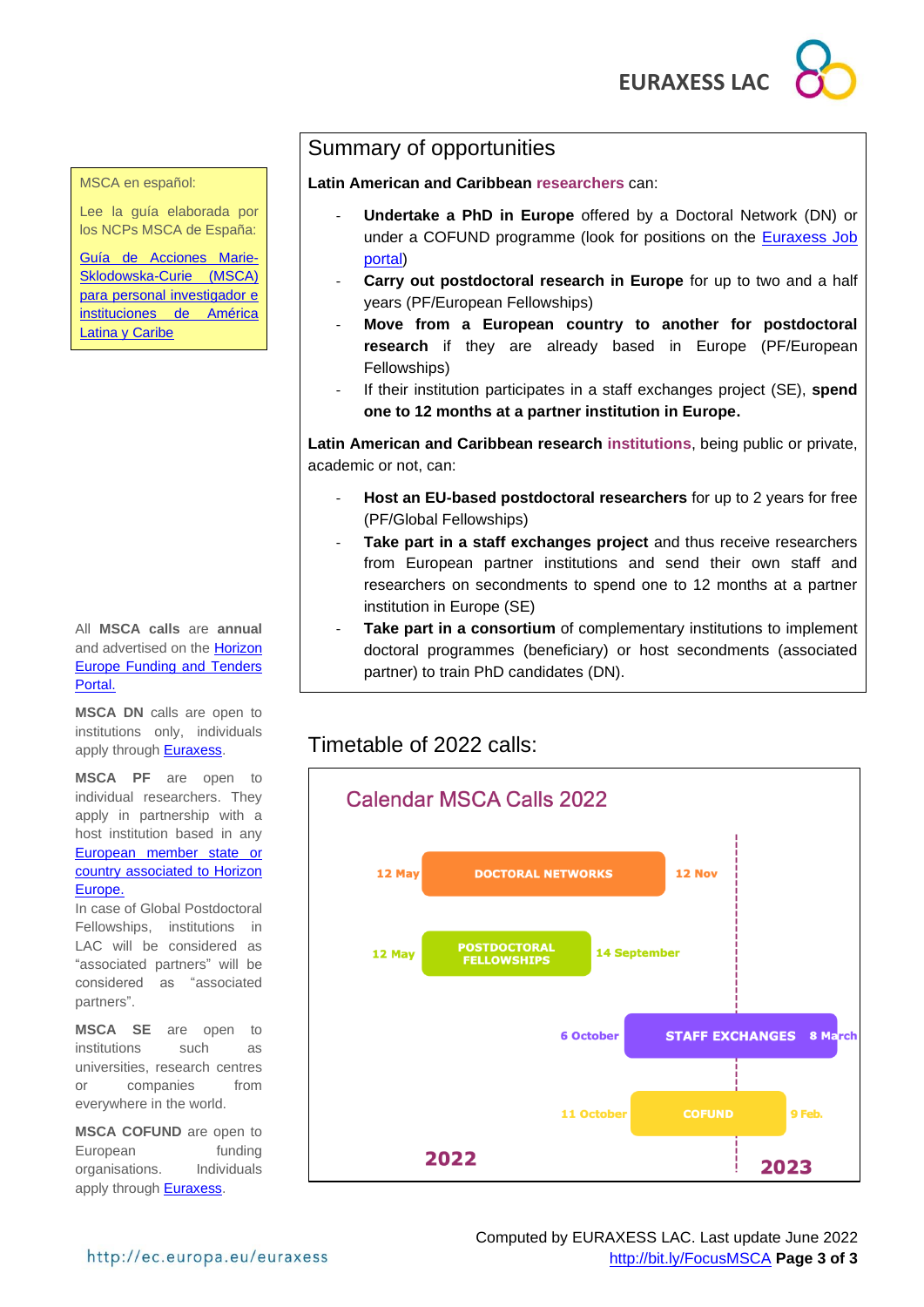MSCA en español:

Lee la guía elaborada por los NCPs MSCA de España:

[Guía de Acciones Marie-Sklodowska-Curie (MSCA) para personal investigador e instituciones de América Latina y Caribe]

## Summary of opportunities

**Latin American and Caribbean researchers** can:

- **Undertake a PhD in Europe** offered by a Doctoral Network (DN) or under a COFUND programme (look for positions on the Euraxess Job portal)
- **Carry out postdoctoral research in Europe** for up to two and a half years (PF/European Fellowships)
- **Move from a European country to another for postdoctoral research** if they are already based in Europe (PF/European Fellowships)
- If their institution participates in a staff exchanges project (SE), **spend one to 12 months at a partner institution in Europe.**

**Latin American and Caribbean research institutions**, being public or private, academic or not, can:

- **Host an EU-based postdoctoral researchers** for up to 2 years for free (PF/Global Fellowships)
- **Take part in a staff exchanges project** and thus receive researchers from European partner institutions and send their own staff and researchers on secondments to spend one to 12 months at a partner institution in Europe (SE)
- **Take part in a consortium** of complementary institutions to implement doctoral programmes (beneficiary) or host secondments (associated partner) to train PhD candidates (DN).

All **MSCA calls** are **annual** and advertised on the Horizon Europe Funding and Tenders Portal.

**MSCA DN** calls are open to institutions only, individuals apply through Euraxess.

**MSCA PF** are open to individual researchers. They apply in partnership with a host institution based in any European member state or country associated to Horizon Europe.

In case of Global Postdoctoral Fellowships, institutions in LAC will be considered as "associated partners" will be considered as "associated partners".

**MSCA SE** are open to institutions such as universities, research centres or companies from everywhere in the world.

**MSCA COFUND** are open to European funding organisations. Individuals apply through Euraxess.

## Timetable of 2022 calls:

Calendar MSCA Calls 2022

12 May DOCTORAL NETWORKS 12 Nov

12 May POSTDOCTORAL FELLOWSHIPS 14 September

6 October STAFF EXCHANGES 8 March

11 October COFUND 9 Feb.

2022

2023

Computed by EURAXESS LAC. Last update June 2022
http://bit.ly/FocusMSCA